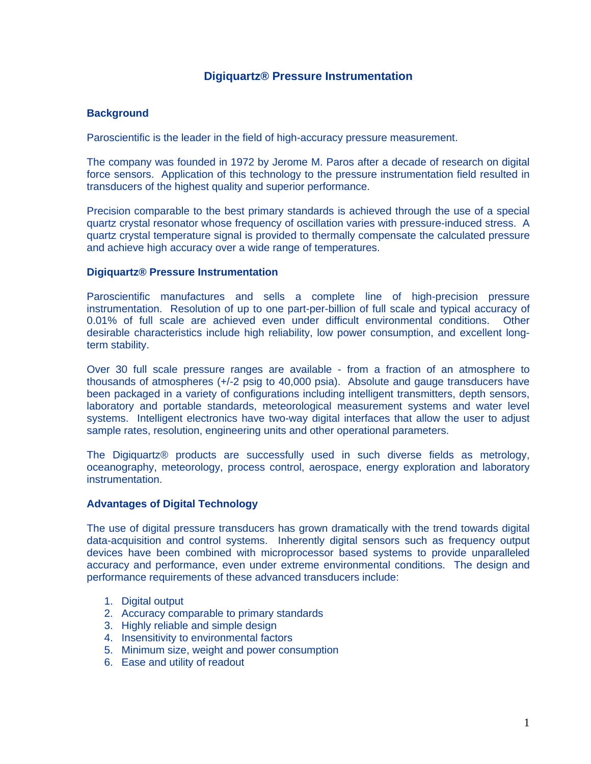# Digiquartz® Pressure Instrumentation

## Background

Paroscientific is the leader in the field of high-accuracy pressure measurement.

The company was founded in 1972 by Jerome M. Paros after a decade of research on digital force sensors. Application of this technology to the pressure instrumentation field resulted in transducers of the highest quality and superior performance.

Precision comparable to the best primary standards is achieved through the use of a special quartz crystal resonator whose frequency of oscillation varies with pressure-induced stress. A quartz crystal temperature signal is provided to thermally compensate the calculated pressure and achieve high accuracy over a wide range of temperatures.

## Digiquartz® Pressure Instrumentation

Paroscientific manufactures and sells a complete line of high-precision pressure instrumentation. Resolution of up to one part-per-billion of full scale and typical accuracy of 0.01% of full scale are achieved even under difficult environmental conditions. Other desirable characteristics include high reliability, low power consumption, and excellent long-term stability.

Over 30 full scale pressure ranges are available - from a fraction of an atmosphere to thousands of atmospheres (+/-2 psig to 40,000 psia). Absolute and gauge transducers have been packaged in a variety of configurations including intelligent transmitters, depth sensors, laboratory and portable standards, meteorological measurement systems and water level systems. Intelligent electronics have two-way digital interfaces that allow the user to adjust sample rates, resolution, engineering units and other operational parameters.

The Digiquartz® products are successfully used in such diverse fields as metrology, oceanography, meteorology, process control, aerospace, energy exploration and laboratory instrumentation.

## Advantages of Digital Technology

The use of digital pressure transducers has grown dramatically with the trend towards digital data-acquisition and control systems. Inherently digital sensors such as frequency output devices have been combined with microprocessor based systems to provide unparalleled accuracy and performance, even under extreme environmental conditions. The design and performance requirements of these advanced transducers include:

1. Digital output
2. Accuracy comparable to primary standards
3. Highly reliable and simple design
4. Insensitivity to environmental factors
5. Minimum size, weight and power consumption
6. Ease and utility of readout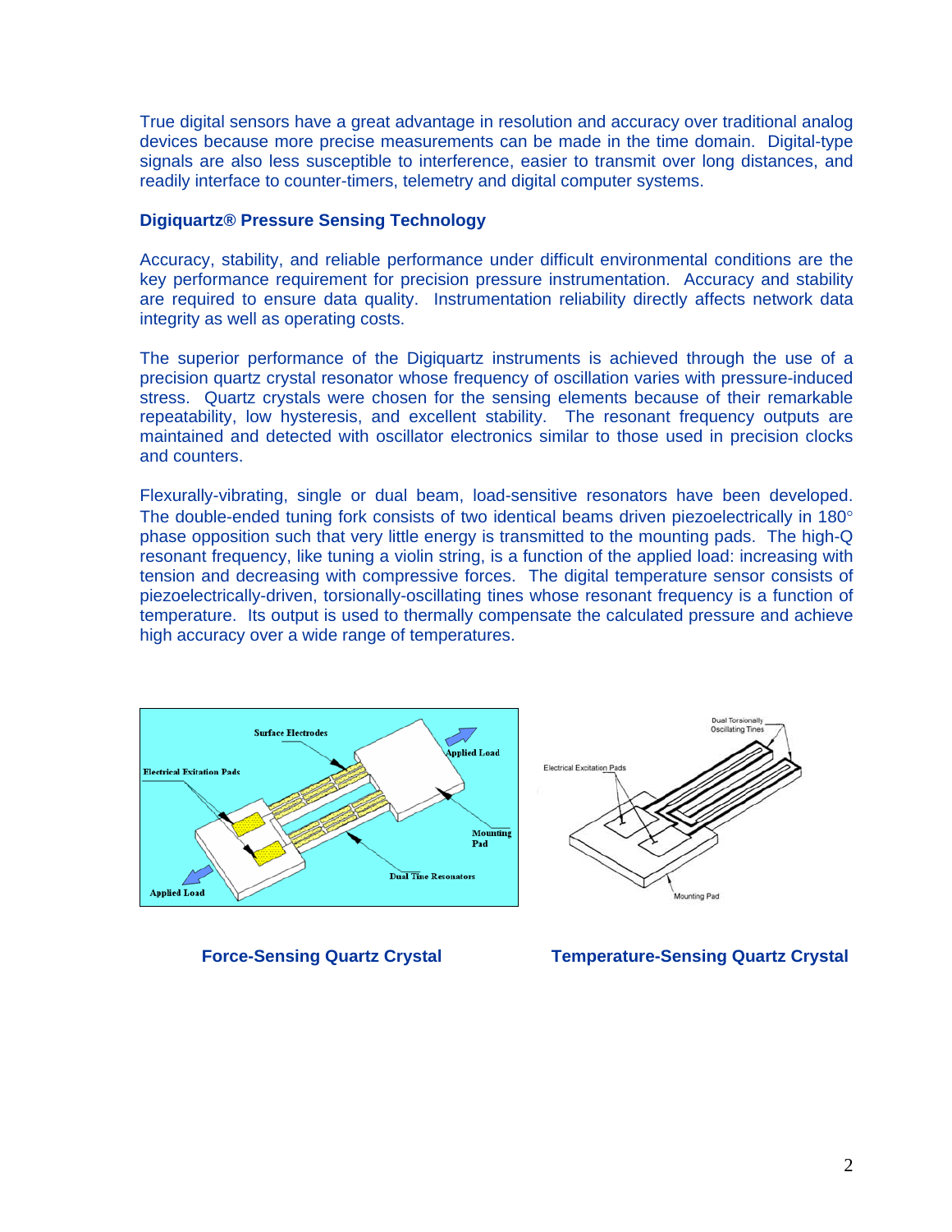True digital sensors have a great advantage in resolution and accuracy over traditional analog devices because more precise measurements can be made in the time domain. Digital-type signals are also less susceptible to interference, easier to transmit over long distances, and readily interface to counter-timers, telemetry and digital computer systems.

### Digiquartz® Pressure Sensing Technology

Accuracy, stability, and reliable performance under difficult environmental conditions are the key performance requirement for precision pressure instrumentation. Accuracy and stability are required to ensure data quality. Instrumentation reliability directly affects network data integrity as well as operating costs.

The superior performance of the Digiquartz instruments is achieved through the use of a precision quartz crystal resonator whose frequency of oscillation varies with pressure-induced stress. Quartz crystals were chosen for the sensing elements because of their remarkable repeatability, low hysteresis, and excellent stability. The resonant frequency outputs are maintained and detected with oscillator electronics similar to those used in precision clocks and counters.

Flexurally-vibrating, single or dual beam, load-sensitive resonators have been developed. The double-ended tuning fork consists of two identical beams driven piezoelectrically in 180° phase opposition such that very little energy is transmitted to the mounting pads. The high-Q resonant frequency, like tuning a violin string, is a function of the applied load: increasing with tension and decreasing with compressive forces. The digital temperature sensor consists of piezoelectrically-driven, torsionally-oscillating tines whose resonant frequency is a function of temperature. Its output is used to thermally compensate the calculated pressure and achieve high accuracy over a wide range of temperatures.

**Force-Sensing Quartz Crystal**

**Temperature-Sensing Quartz Crystal**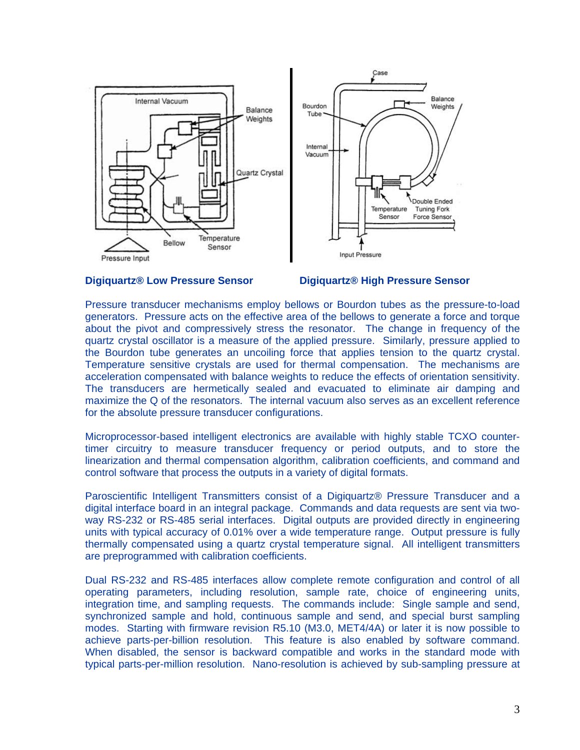**Digiquartz® Low Pressure Sensor** **Digiquartz® High Pressure Sensor**

Pressure transducer mechanisms employ bellows or Bourdon tubes as the pressure-to-load generators. Pressure acts on the effective area of the bellows to generate a force and torque about the pivot and compressively stress the resonator. The change in frequency of the quartz crystal oscillator is a measure of the applied pressure. Similarly, pressure applied to the Bourdon tube generates an uncoiling force that applies tension to the quartz crystal. Temperature sensitive crystals are used for thermal compensation. The mechanisms are acceleration compensated with balance weights to reduce the effects of orientation sensitivity. The transducers are hermetically sealed and evacuated to eliminate air damping and maximize the Q of the resonators. The internal vacuum also serves as an excellent reference for the absolute pressure transducer configurations.

Microprocessor-based intelligent electronics are available with highly stable TCXO counter-timer circuitry to measure transducer frequency or period outputs, and to store the linearization and thermal compensation algorithm, calibration coefficients, and command and control software that process the outputs in a variety of digital formats.

Paroscientific Intelligent Transmitters consist of a Digiquartz® Pressure Transducer and a digital interface board in an integral package. Commands and data requests are sent via two-way RS-232 or RS-485 serial interfaces. Digital outputs are provided directly in engineering units with typical accuracy of 0.01% over a wide temperature range. Output pressure is fully thermally compensated using a quartz crystal temperature signal. All intelligent transmitters are preprogrammed with calibration coefficients.

Dual RS-232 and RS-485 interfaces allow complete remote configuration and control of all operating parameters, including resolution, sample rate, choice of engineering units, integration time, and sampling requests. The commands include: Single sample and send, synchronized sample and hold, continuous sample and send, and special burst sampling modes. Starting with firmware revision R5.10 (M3.0, MET4/4A) or later it is now possible to achieve parts-per-billion resolution. This feature is also enabled by software command. When disabled, the sensor is backward compatible and works in the standard mode with typical parts-per-million resolution. Nano-resolution is achieved by sub-sampling pressure at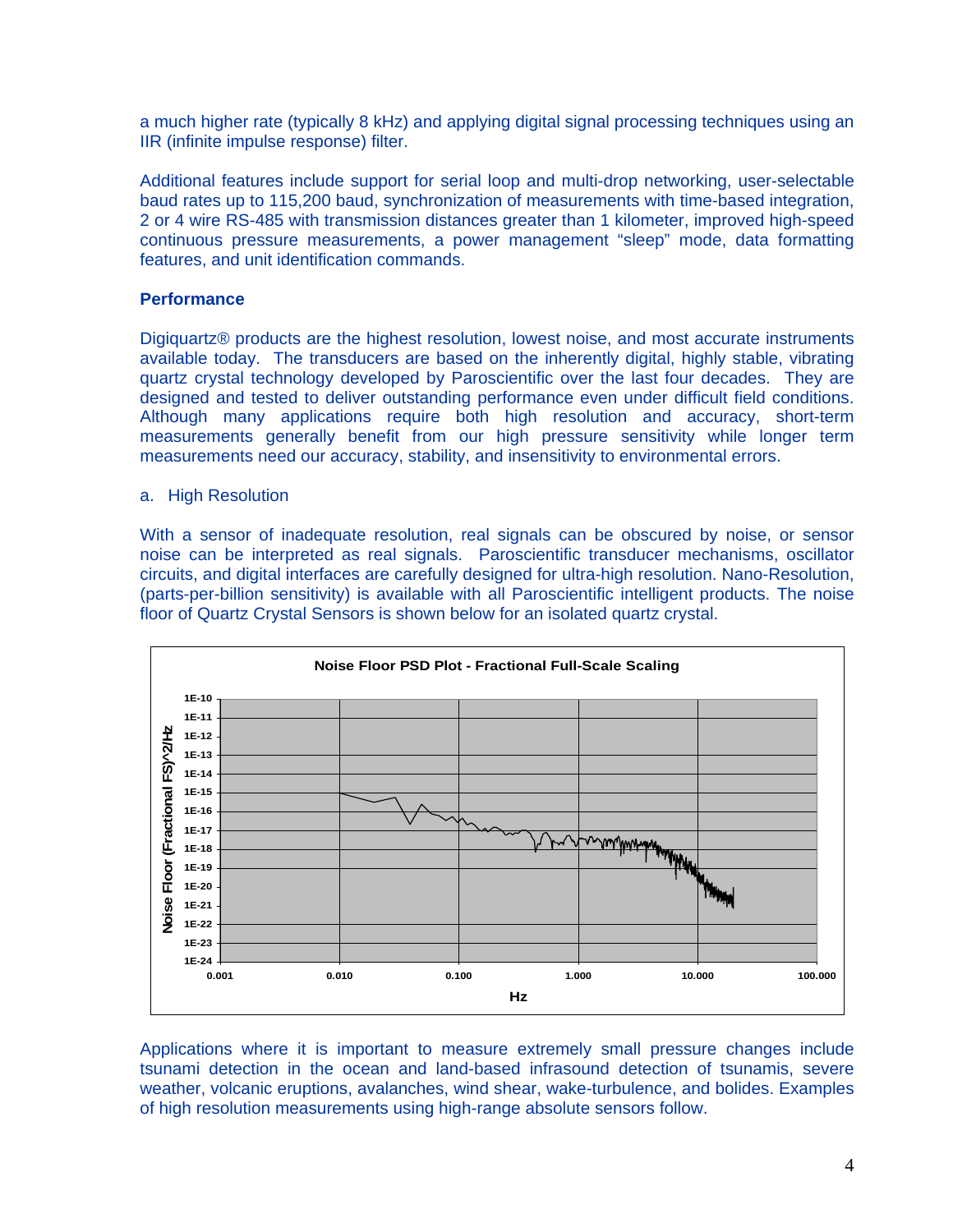a much higher rate (typically 8 kHz) and applying digital signal processing techniques using an IIR (infinite impulse response) filter.

Additional features include support for serial loop and multi-drop networking, user-selectable baud rates up to 115,200 baud, synchronization of measurements with time-based integration, 2 or 4 wire RS-485 with transmission distances greater than 1 kilometer, improved high-speed continuous pressure measurements, a power management "sleep" mode, data formatting features, and unit identification commands.

## Performance

Digiquartz® products are the highest resolution, lowest noise, and most accurate instruments available today. The transducers are based on the inherently digital, highly stable, vibrating quartz crystal technology developed by Paroscientific over the last four decades. They are designed and tested to deliver outstanding performance even under difficult field conditions. Although many applications require both high resolution and accuracy, short-term measurements generally benefit from our high pressure sensitivity while longer term measurements need our accuracy, stability, and insensitivity to environmental errors.

### a. High Resolution

With a sensor of inadequate resolution, real signals can be obscured by noise, or sensor noise can be interpreted as real signals. Paroscientific transducer mechanisms, oscillator circuits, and digital interfaces are carefully designed for ultra-high resolution. Nano-Resolution, (parts-per-billion sensitivity) is available with all Paroscientific intelligent products. The noise floor of Quartz Crystal Sensors is shown below for an isolated quartz crystal.

**Noise Floor PSD Plot - Fractional Full-Scale Scaling**

Applications where it is important to measure extremely small pressure changes include tsunami detection in the ocean and land-based infrasound detection of tsunamis, severe weather, volcanic eruptions, avalanches, wind shear, wake-turbulence, and bolides. Examples of high resolution measurements using high-range absolute sensors follow.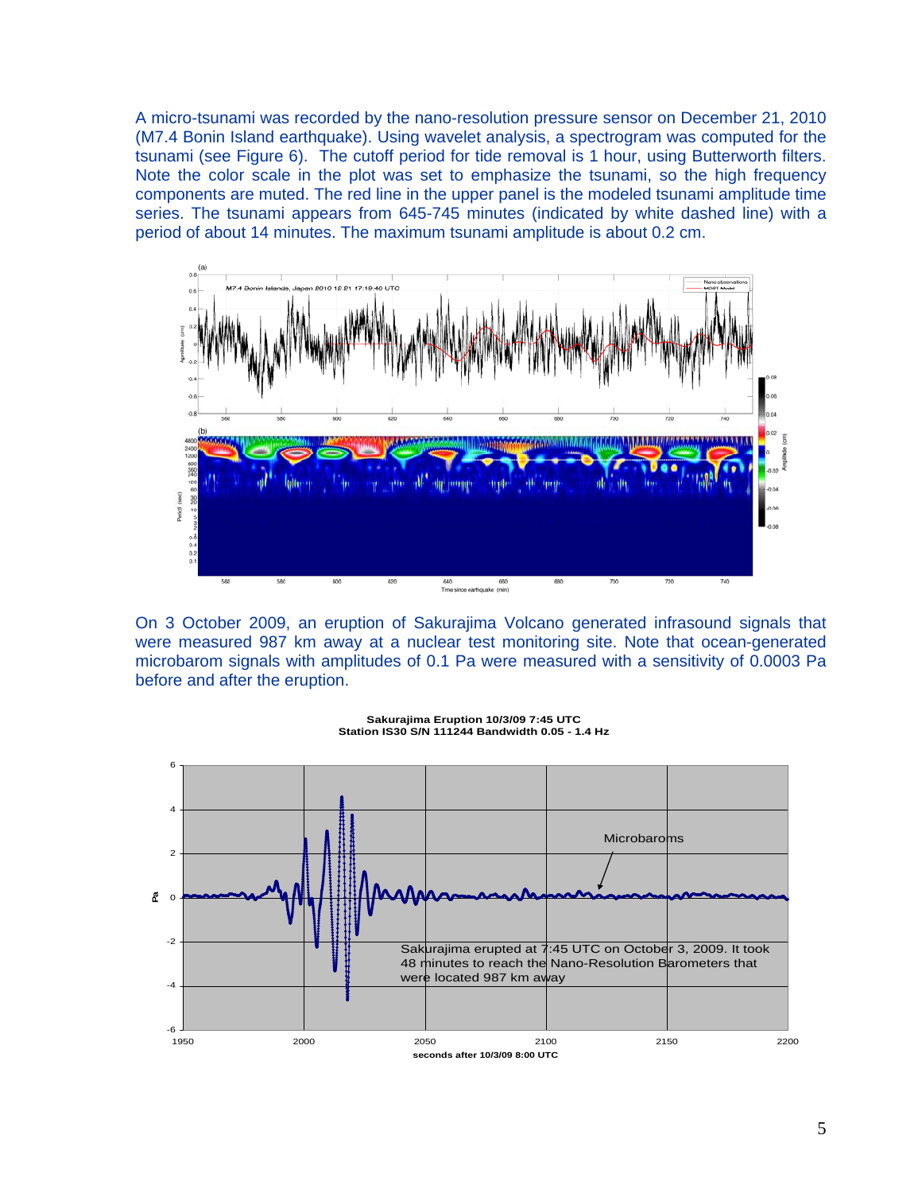A micro-tsunami was recorded by the nano-resolution pressure sensor on December 21, 2010 (M7.4 Bonin Island earthquake). Using wavelet analysis, a spectrogram was computed for the tsunami (see Figure 6). The cutoff period for tide removal is 1 hour, using Butterworth filters. Note the color scale in the plot was set to emphasize the tsunami, so the high frequency components are muted. The red line in the upper panel is the modeled tsunami amplitude time series. The tsunami appears from 645-745 minutes (indicated by white dashed line) with a period of about 14 minutes. The maximum tsunami amplitude is about 0.2 cm.

On 3 October 2009, an eruption of Sakurajima Volcano generated infrasound signals that were measured 987 km away at a nuclear test monitoring site. Note that ocean-generated microbarom signals with amplitudes of 0.1 Pa were measured with a sensitivity of 0.0003 Pa before and after the eruption.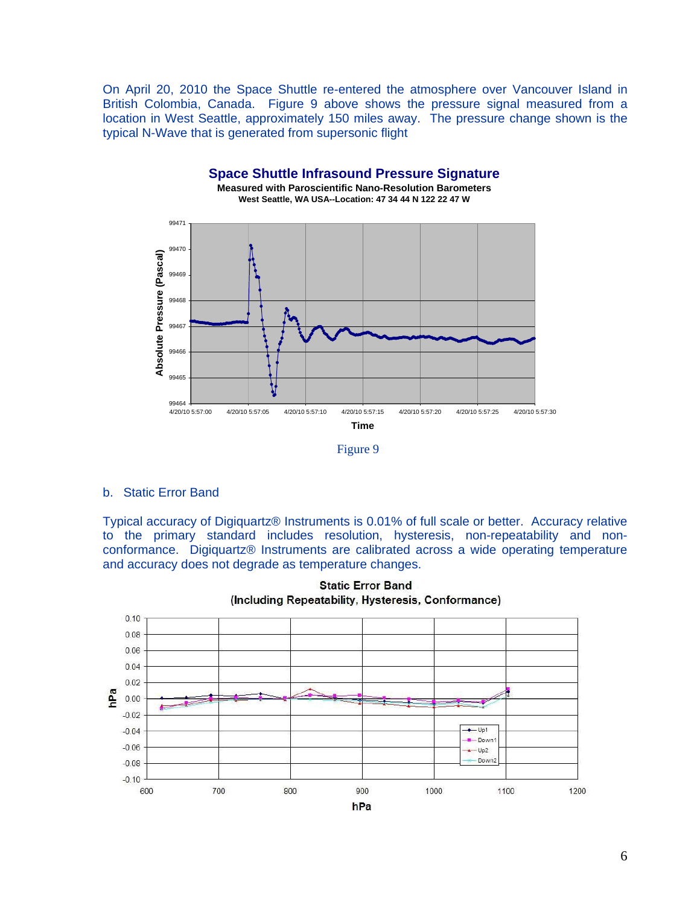On April 20, 2010 the Space Shuttle re-entered the atmosphere over Vancouver Island in British Colombia, Canada. Figure 9 above shows the pressure signal measured from a location in West Seattle, approximately 150 miles away. The pressure change shown is the typical N-Wave that is generated from supersonic flight

Figure 9

b. Static Error Band

Typical accuracy of Digiquartz® Instruments is 0.01% of full scale or better. Accuracy relative to the primary standard includes resolution, hysteresis, non-repeatability and non-conformance. Digiquartz® Instruments are calibrated across a wide operating temperature and accuracy does not degrade as temperature changes.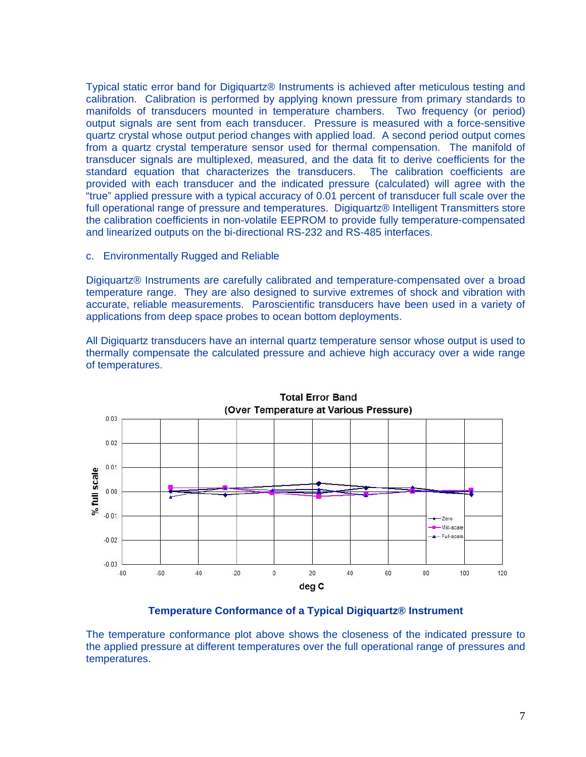Typical static error band for Digiquartz® Instruments is achieved after meticulous testing and calibration. Calibration is performed by applying known pressure from primary standards to manifolds of transducers mounted in temperature chambers. Two frequency (or period) output signals are sent from each transducer. Pressure is measured with a force-sensitive quartz crystal whose output period changes with applied load. A second period output comes from a quartz crystal temperature sensor used for thermal compensation. The manifold of transducer signals are multiplexed, measured, and the data fit to derive coefficients for the standard equation that characterizes the transducers. The calibration coefficients are provided with each transducer and the indicated pressure (calculated) will agree with the "true" applied pressure with a typical accuracy of 0.01 percent of transducer full scale over the full operational range of pressure and temperatures. Digiquartz® Intelligent Transmitters store the calibration coefficients in non-volatile EEPROM to provide fully temperature-compensated and linearized outputs on the bi-directional RS-232 and RS-485 interfaces.

c. Environmentally Rugged and Reliable

Digiquartz® Instruments are carefully calibrated and temperature-compensated over a broad temperature range. They are also designed to survive extremes of shock and vibration with accurate, reliable measurements. Paroscientific transducers have been used in a variety of applications from deep space probes to ocean bottom deployments.

All Digiquartz transducers have an internal quartz temperature sensor whose output is used to thermally compensate the calculated pressure and achieve high accuracy over a wide range of temperatures.

**Temperature Conformance of a Typical Digiquartz® Instrument**

The temperature conformance plot above shows the closeness of the indicated pressure to the applied pressure at different temperatures over the full operational range of pressures and temperatures.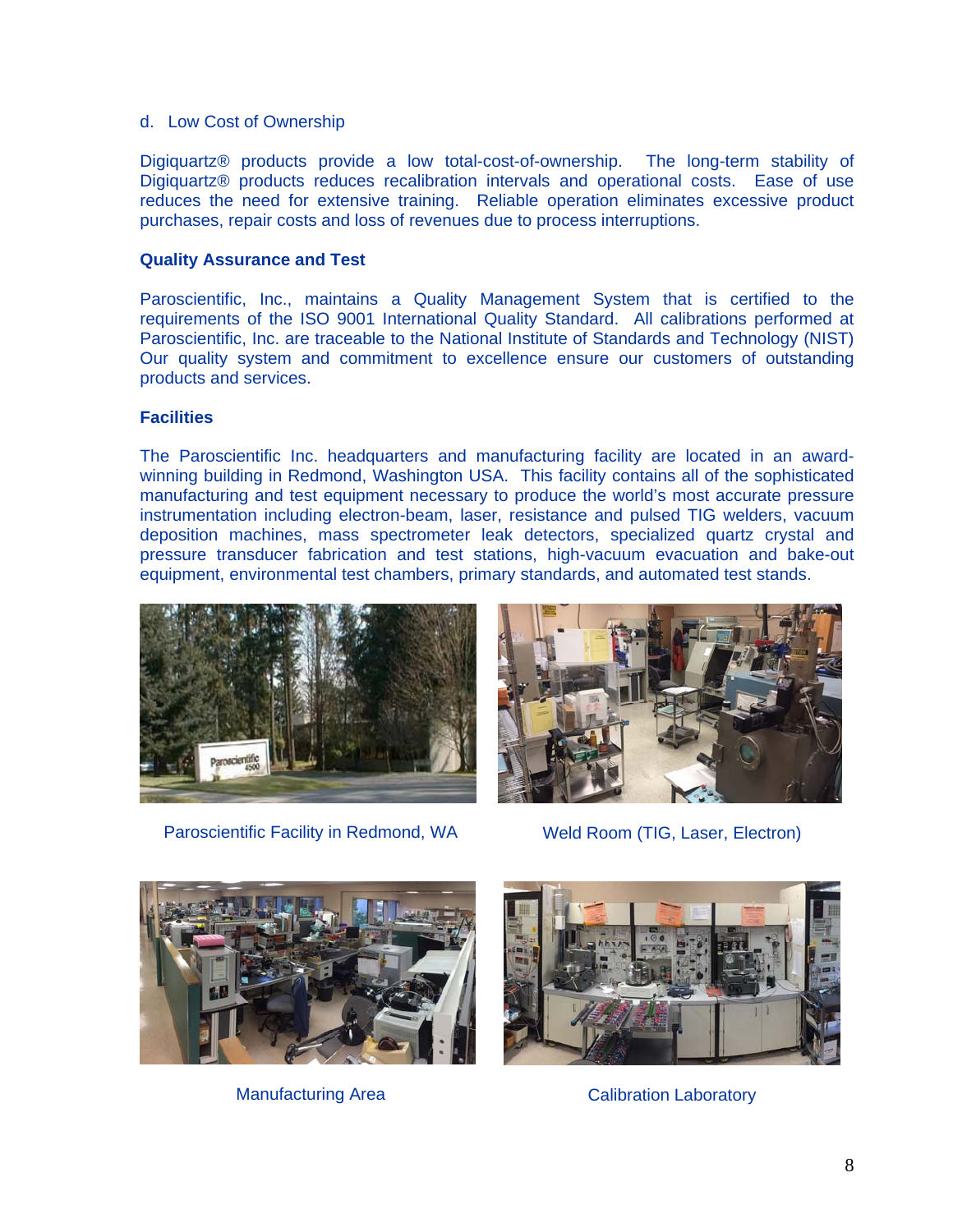d. Low Cost of Ownership

Digiquartz® products provide a low total-cost-of-ownership. The long-term stability of Digiquartz® products reduces recalibration intervals and operational costs. Ease of use reduces the need for extensive training. Reliable operation eliminates excessive product purchases, repair costs and loss of revenues due to process interruptions.

**Quality Assurance and Test**

Paroscientific, Inc., maintains a Quality Management System that is certified to the requirements of the ISO 9001 International Quality Standard. All calibrations performed at Paroscientific, Inc. are traceable to the National Institute of Standards and Technology (NIST) Our quality system and commitment to excellence ensure our customers of outstanding products and services.

**Facilities**

The Paroscientific Inc. headquarters and manufacturing facility are located in an award-winning building in Redmond, Washington USA. This facility contains all of the sophisticated manufacturing and test equipment necessary to produce the world's most accurate pressure instrumentation including electron-beam, laser, resistance and pulsed TIG welders, vacuum deposition machines, mass spectrometer leak detectors, specialized quartz crystal and pressure transducer fabrication and test stations, high-vacuum evacuation and bake-out equipment, environmental test chambers, primary standards, and automated test stands.

Paroscientific Facility in Redmond, WA

Weld Room (TIG, Laser, Electron)

Manufacturing Area

Calibration Laboratory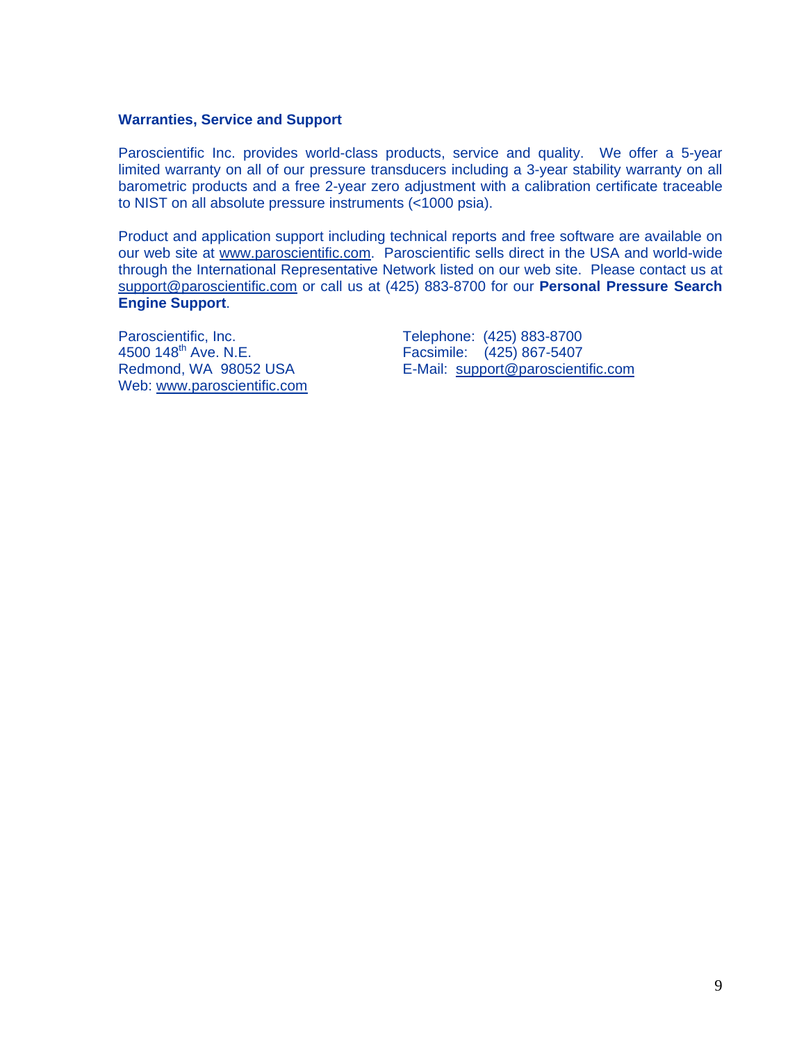### Warranties, Service and Support

Paroscientific Inc. provides world-class products, service and quality. We offer a 5-year limited warranty on all of our pressure transducers including a 3-year stability warranty on all barometric products and a free 2-year zero adjustment with a calibration certificate traceable to NIST on all absolute pressure instruments (<1000 psia).

Product and application support including technical reports and free software are available on our web site at www.paroscientific.com. Paroscientific sells direct in the USA and world-wide through the International Representative Network listed on our web site. Please contact us at support@paroscientific.com or call us at (425) 883-8700 for our **Personal Pressure Search Engine Support**.

Paroscientific, Inc.
4500 148th Ave. N.E.
Redmond, WA 98052 USA
Web: www.paroscientific.com

Telephone: (425) 883-8700
Facsimile: (425) 867-5407
E-Mail: support@paroscientific.com